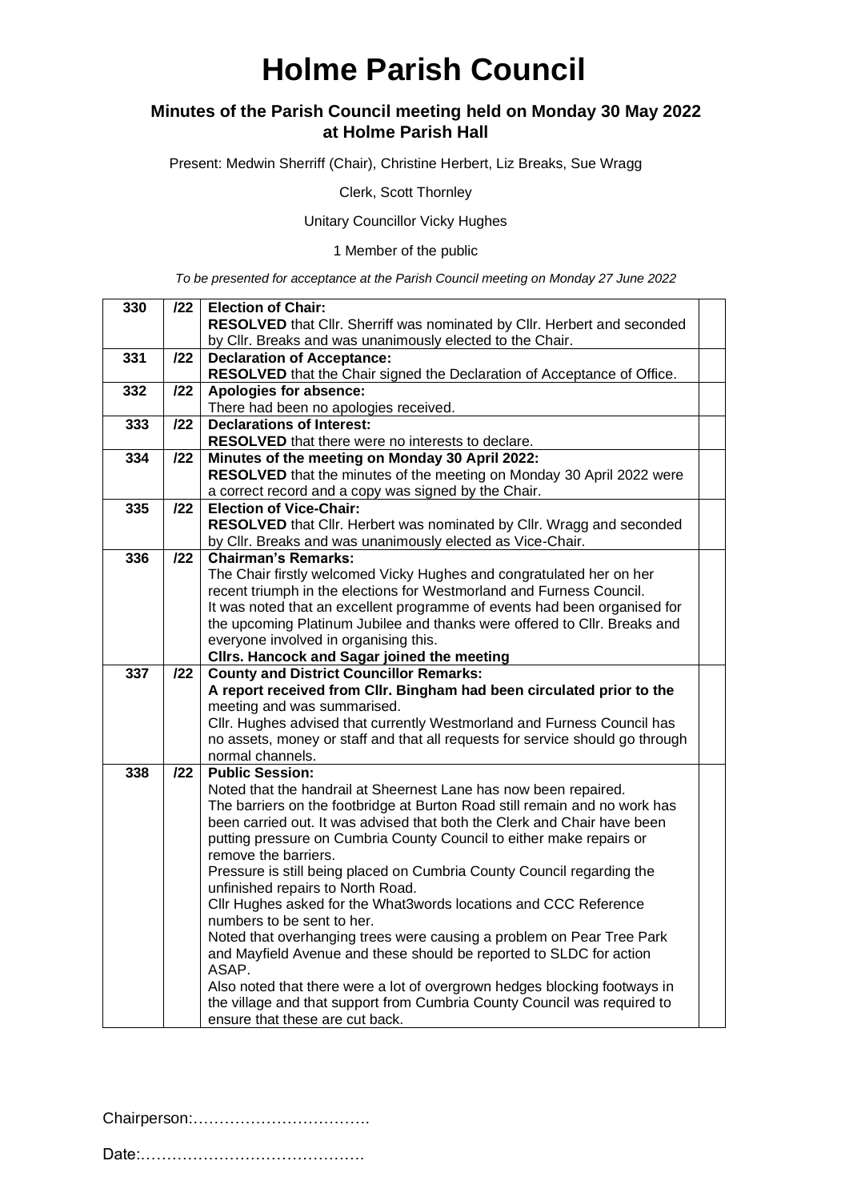# Holme Parish Council

## Minutes of the Parish Council meeting held on Monday 30 May 2022 at Holme Parish Hall

Present: Medwin Sherriff (Chair), Christine Herbert, Liz Breaks, Sue Wragg

Clerk, Scott Thornley

Unitary Councillor Vicky Hughes

1 Member of the public

*To be presented for acceptance at the Parish Council meeting on Monday 27 June 2022*

| | | | |
|---|---|---|---|
| 330 | /22 | **Election of Chair:**<br>**RESOLVED** that Cllr. Sherriff was nominated by Cllr. Herbert and seconded by Cllr. Breaks and was unanimously elected to the Chair. | |
| 331 | /22 | **Declaration of Acceptance:**<br>**RESOLVED** that the Chair signed the Declaration of Acceptance of Office. | |
| 332 | /22 | **Apologies for absence:**<br>There had been no apologies received. | |
| 333 | /22 | **Declarations of Interest:**<br>**RESOLVED** that there were no interests to declare. | |
| 334 | /22 | **Minutes of the meeting on Monday 30 April 2022:**<br>**RESOLVED** that the minutes of the meeting on Monday 30 April 2022 were a correct record and a copy was signed by the Chair. | |
| 335 | /22 | **Election of Vice-Chair:**<br>**RESOLVED** that Cllr. Herbert was nominated by Cllr. Wragg and seconded by Cllr. Breaks and was unanimously elected as Vice-Chair. | |
| 336 | /22 | **Chairman's Remarks:**<br>The Chair firstly welcomed Vicky Hughes and congratulated her on her recent triumph in the elections for Westmorland and Furness Council.<br>It was noted that an excellent programme of events had been organised for the upcoming Platinum Jubilee and thanks were offered to Cllr. Breaks and everyone involved in organising this.<br>**Cllrs. Hancock and Sagar joined the meeting** | |
| 337 | /22 | **County and District Councillor Remarks:**<br>**A report received from Cllr. Bingham had been circulated prior to the** meeting and was summarised.<br>Cllr. Hughes advised that currently Westmorland and Furness Council has no assets, money or staff and that all requests for service should go through normal channels. | |
| 338 | /22 | **Public Session:**<br>Noted that the handrail at Sheernest Lane has now been repaired.<br>The barriers on the footbridge at Burton Road still remain and no work has been carried out. It was advised that both the Clerk and Chair have been putting pressure on Cumbria County Council to either make repairs or remove the barriers.<br>Pressure is still being placed on Cumbria County Council regarding the unfinished repairs to North Road.<br>Cllr Hughes asked for the What3words locations and CCC Reference numbers to be sent to her.<br>Noted that overhanging trees were causing a problem on Pear Tree Park and Mayfield Avenue and these should be reported to SLDC for action ASAP.<br>Also noted that there were a lot of overgrown hedges blocking footways in the village and that support from Cumbria County Council was required to ensure that these are cut back. | |

Chairperson:…………………………….

Date:…………………………………….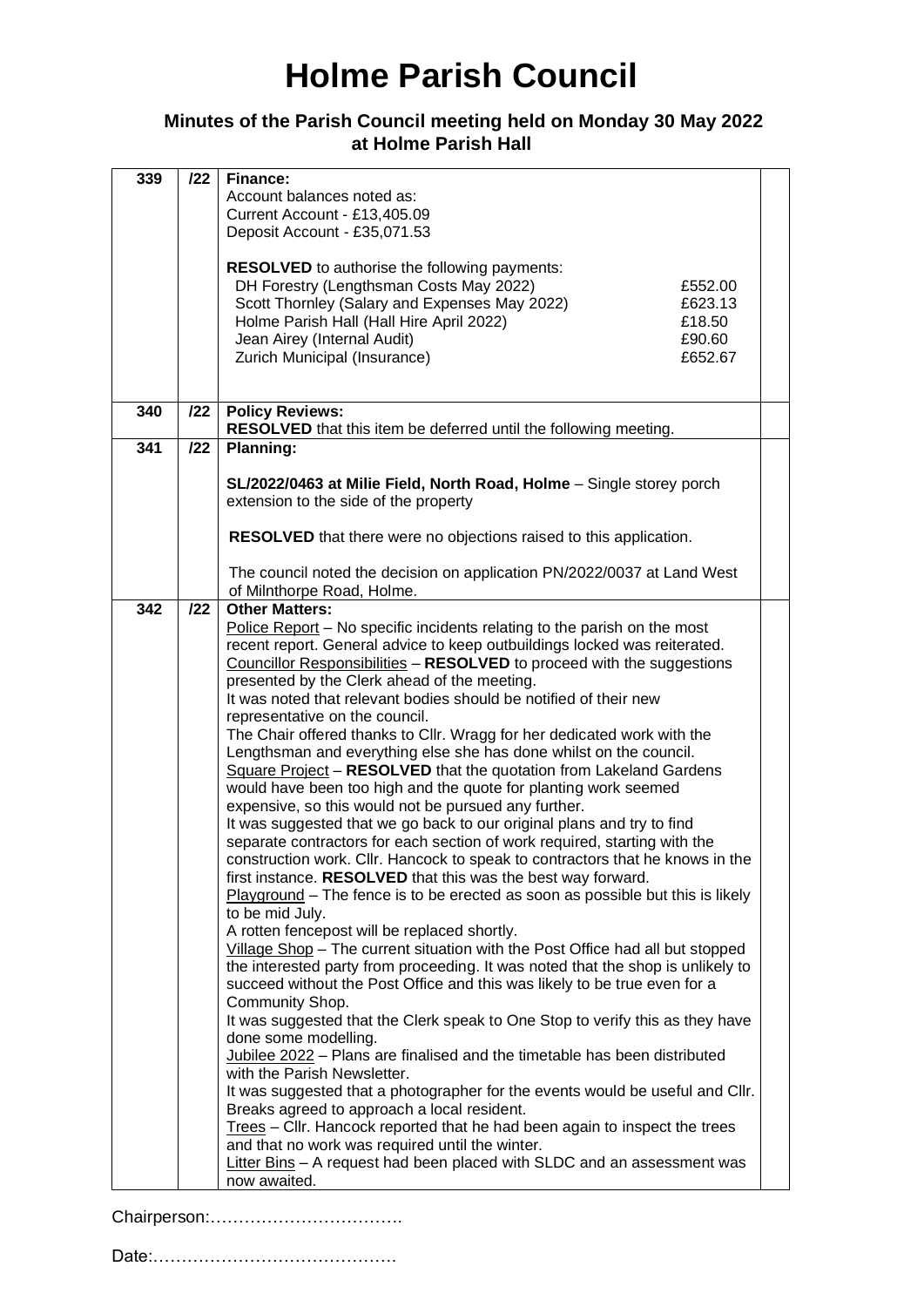# Holme Parish Council

**Minutes of the Parish Council meeting held on Monday 30 May 2022 at Holme Parish Hall**

| | | | |
|---|---|---|---|
| 339 | /22 | **Finance:**<br>Account balances noted as:<br>Current Account - £13,405.09<br>Deposit Account - £35,071.53<br><br>**RESOLVED** to authorise the following payments:<br>DH Forestry (Lengthsman Costs May 2022) £552.00<br>Scott Thornley (Salary and Expenses May 2022) £623.13<br>Holme Parish Hall (Hall Hire April 2022) £18.50<br>Jean Airey (Internal Audit) £90.60<br>Zurich Municipal (Insurance) £652.67 | |
| 340 | /22 | **Policy Reviews:**<br>**RESOLVED** that this item be deferred until the following meeting. | |
| 341 | /22 | **Planning:**<br><br>**SL/2022/0463 at Milie Field, North Road, Holme** – Single storey porch extension to the side of the property<br><br>**RESOLVED** that there were no objections raised to this application.<br><br>The council noted the decision on application PN/2022/0037 at Land West of Milnthorpe Road, Holme. | |
| 342 | /22 | **Other Matters:**<br>Police Report – No specific incidents relating to the parish on the most recent report. General advice to keep outbuildings locked was reiterated.<br>Councillor Responsibilities – **RESOLVED** to proceed with the suggestions presented by the Clerk ahead of the meeting.<br>It was noted that relevant bodies should be notified of their new representative on the council.<br>The Chair offered thanks to Cllr. Wragg for her dedicated work with the Lengthsman and everything else she has done whilst on the council.<br>Square Project – **RESOLVED** that the quotation from Lakeland Gardens would have been too high and the quote for planting work seemed expensive, so this would not be pursued any further.<br>It was suggested that we go back to our original plans and try to find separate contractors for each section of work required, starting with the construction work. Cllr. Hancock to speak to contractors that he knows in the first instance. **RESOLVED** that this was the best way forward.<br>Playground – The fence is to be erected as soon as possible but this is likely to be mid July.<br>A rotten fencepost will be replaced shortly.<br>Village Shop – The current situation with the Post Office had all but stopped the interested party from proceeding. It was noted that the shop is unlikely to succeed without the Post Office and this was likely to be true even for a Community Shop.<br>It was suggested that the Clerk speak to One Stop to verify this as they have done some modelling.<br>Jubilee 2022 – Plans are finalised and the timetable has been distributed with the Parish Newsletter.<br>It was suggested that a photographer for the events would be useful and Cllr. Breaks agreed to approach a local resident.<br>Trees – Cllr. Hancock reported that he had been again to inspect the trees and that no work was required until the winter.<br>Litter Bins – A request had been placed with SLDC and an assessment was now awaited. | |

Chairperson:…………………………….

Date:…………………………………….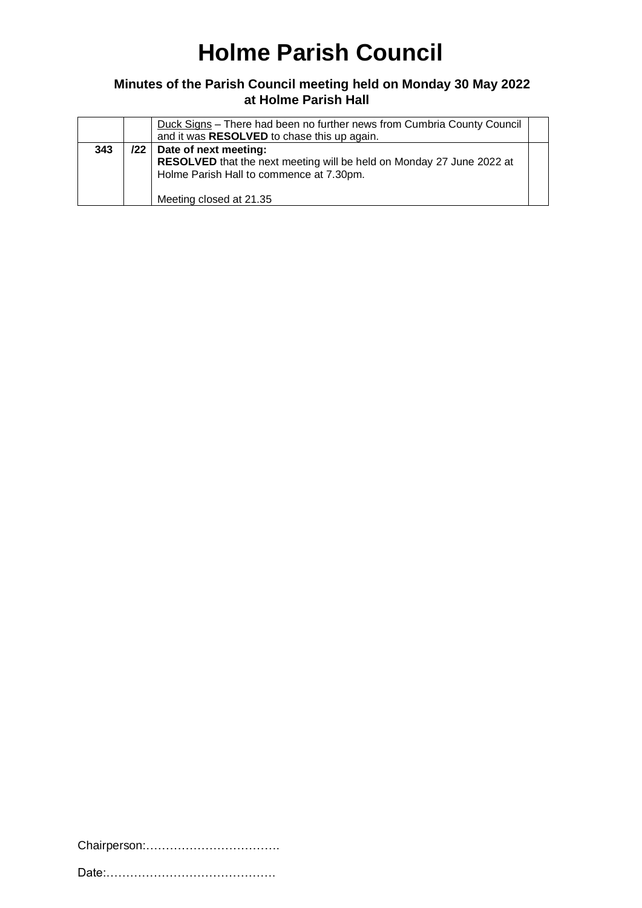# Holme Parish Council

### Minutes of the Parish Council meeting held on Monday 30 May 2022 at Holme Parish Hall

| | | | |
|---|---|---|---|
| | | Duck Signs – There had been no further news from Cumbria County Council and it was **RESOLVED** to chase this up again. | |
| **343** | **/22** | **Date of next meeting:**<br>**RESOLVED** that the next meeting will be held on Monday 27 June 2022 at Holme Parish Hall to commence at 7.30pm.<br><br>Meeting closed at 21.35 | |

Chairperson:…………………………….

Date:…………………………………….